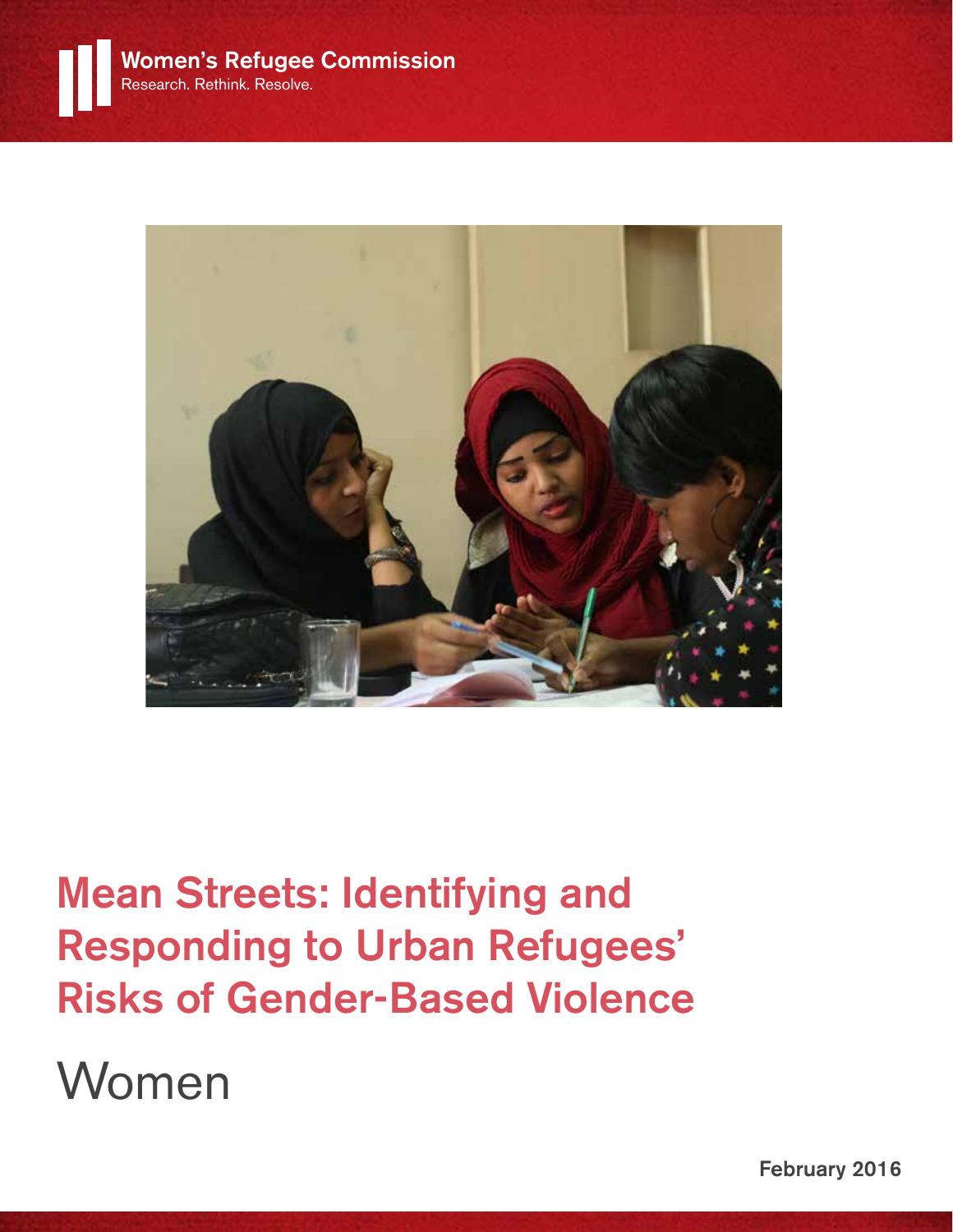Women's Refugee Commission
Research. Rethink. Resolve.

# Mean Streets: Identifying and Responding to Urban Refugees' Risks of Gender-Based Violence

## Women

February 2016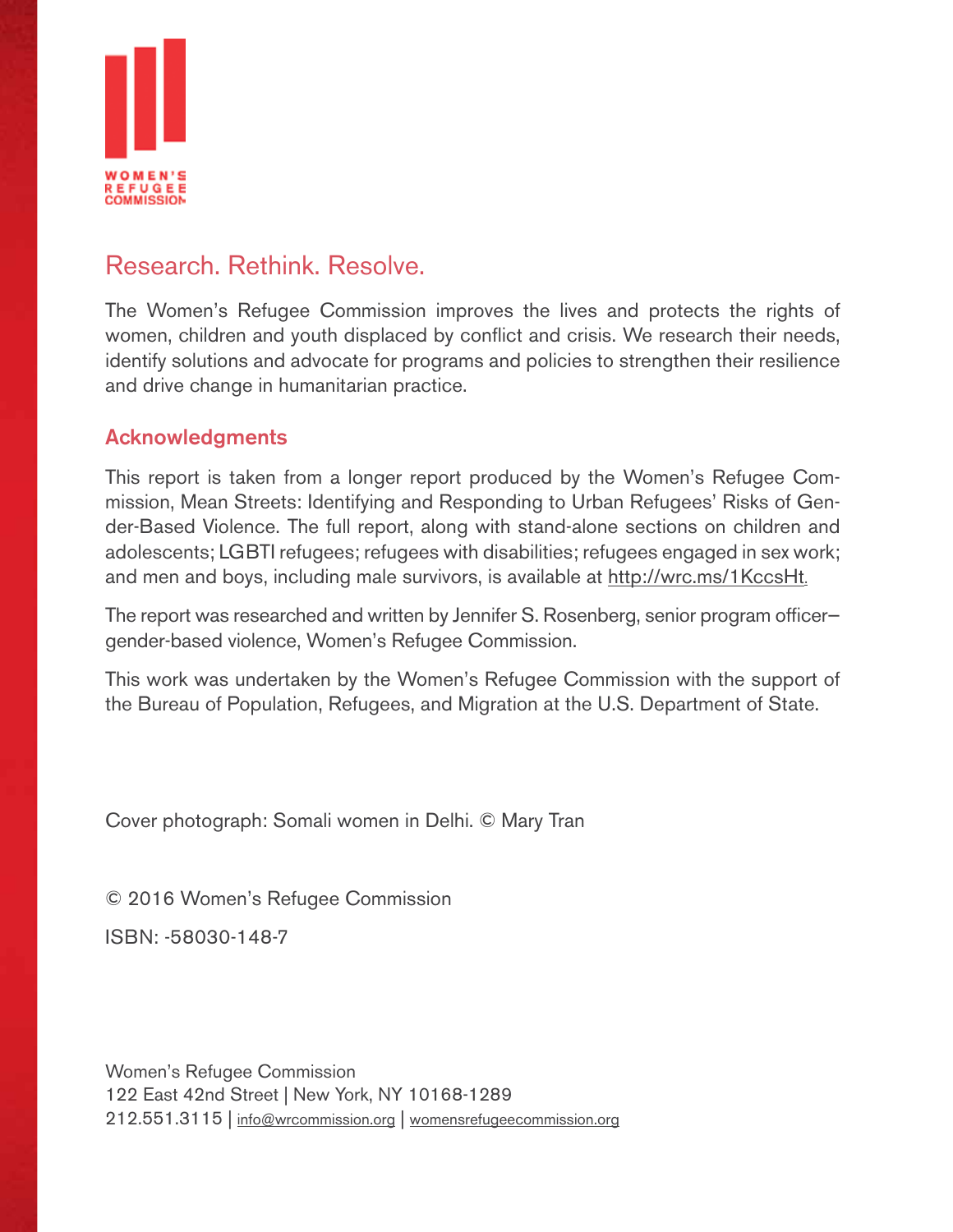WOMEN'S REFUGEE COMMISSION

## Research. Rethink. Resolve.

The Women's Refugee Commission improves the lives and protects the rights of women, children and youth displaced by conflict and crisis. We research their needs, identify solutions and advocate for programs and policies to strengthen their resilience and drive change in humanitarian practice.

### Acknowledgments

This report is taken from a longer report produced by the Women's Refugee Commission, Mean Streets: Identifying and Responding to Urban Refugees' Risks of Gender-Based Violence. The full report, along with stand-alone sections on children and adolescents; LGBTI refugees; refugees with disabilities; refugees engaged in sex work; and men and boys, including male survivors, is available at http://wrc.ms/1KccsHt.

The report was researched and written by Jennifer S. Rosenberg, senior program officer–gender-based violence, Women's Refugee Commission.

This work was undertaken by the Women's Refugee Commission with the support of the Bureau of Population, Refugees, and Migration at the U.S. Department of State.

Cover photograph: Somali women in Delhi. © Mary Tran

© 2016 Women's Refugee Commission

ISBN: -58030-148-7

Women's Refugee Commission
122 East 42nd Street | New York, NY 10168-1289
212.551.3115 | info@wrcommission.org | womensrefugeecommission.org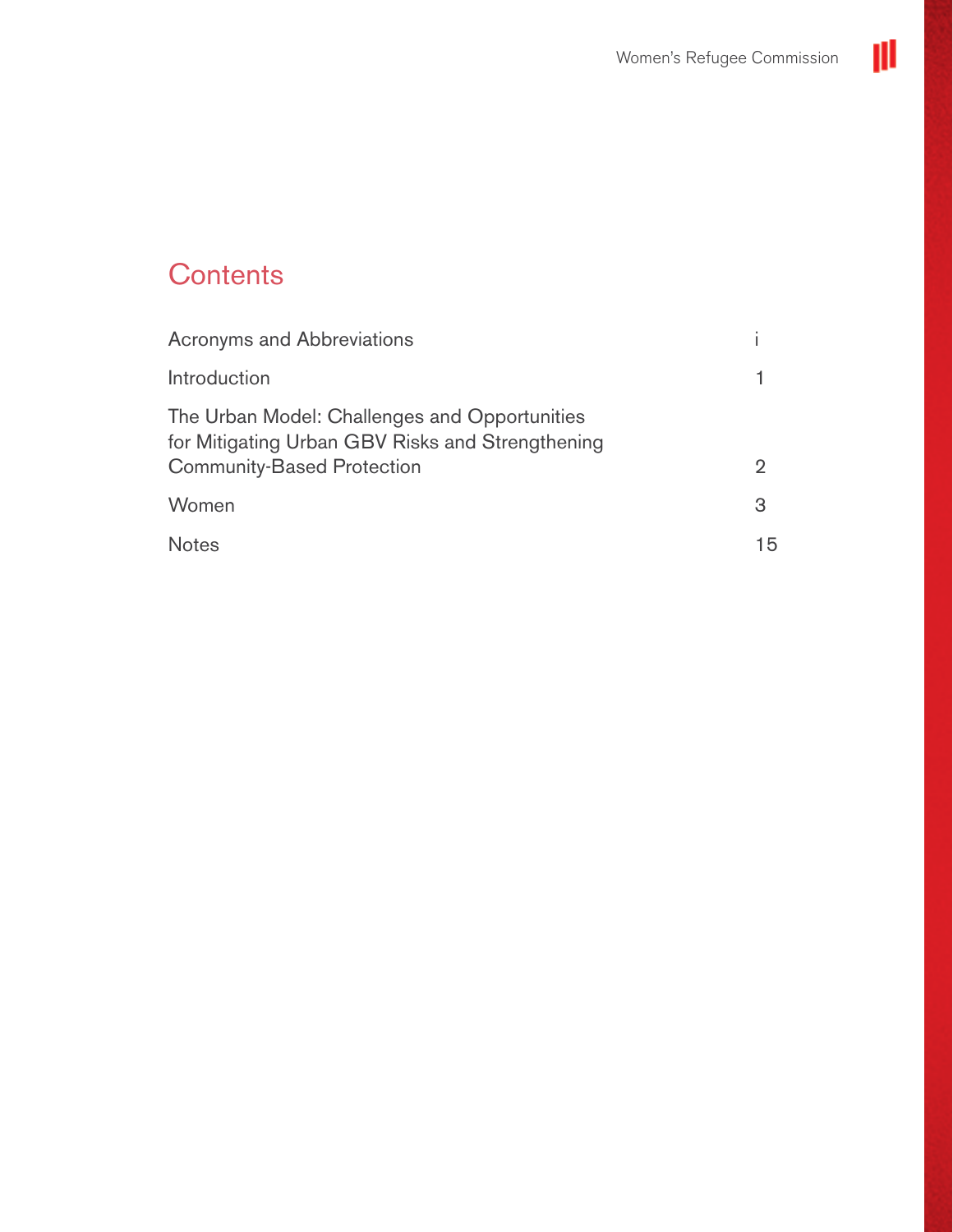# Contents

| | |
|---|---|
| Acronyms and Abbreviations | i |
| Introduction | 1 |
| The Urban Model: Challenges and Opportunities for Mitigating Urban GBV Risks and Strengthening Community-Based Protection | 2 |
| Women | 3 |
| Notes | 15 |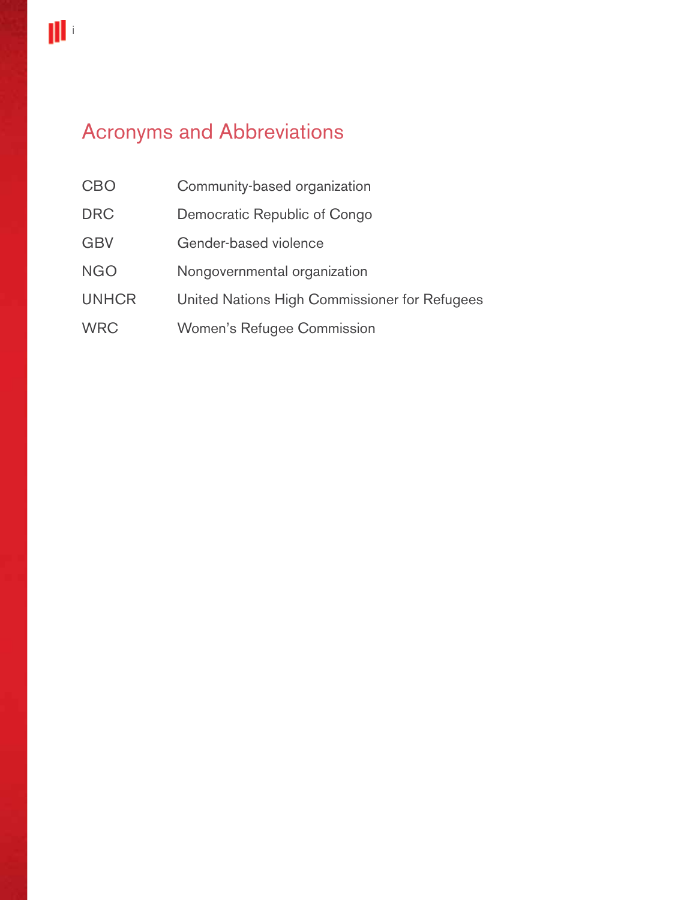# Acronyms and Abbreviations

| | |
|---|---|
| CBO | Community-based organization |
| DRC | Democratic Republic of Congo |
| GBV | Gender-based violence |
| NGO | Nongovernmental organization |
| UNHCR | United Nations High Commissioner for Refugees |
| WRC | Women's Refugee Commission |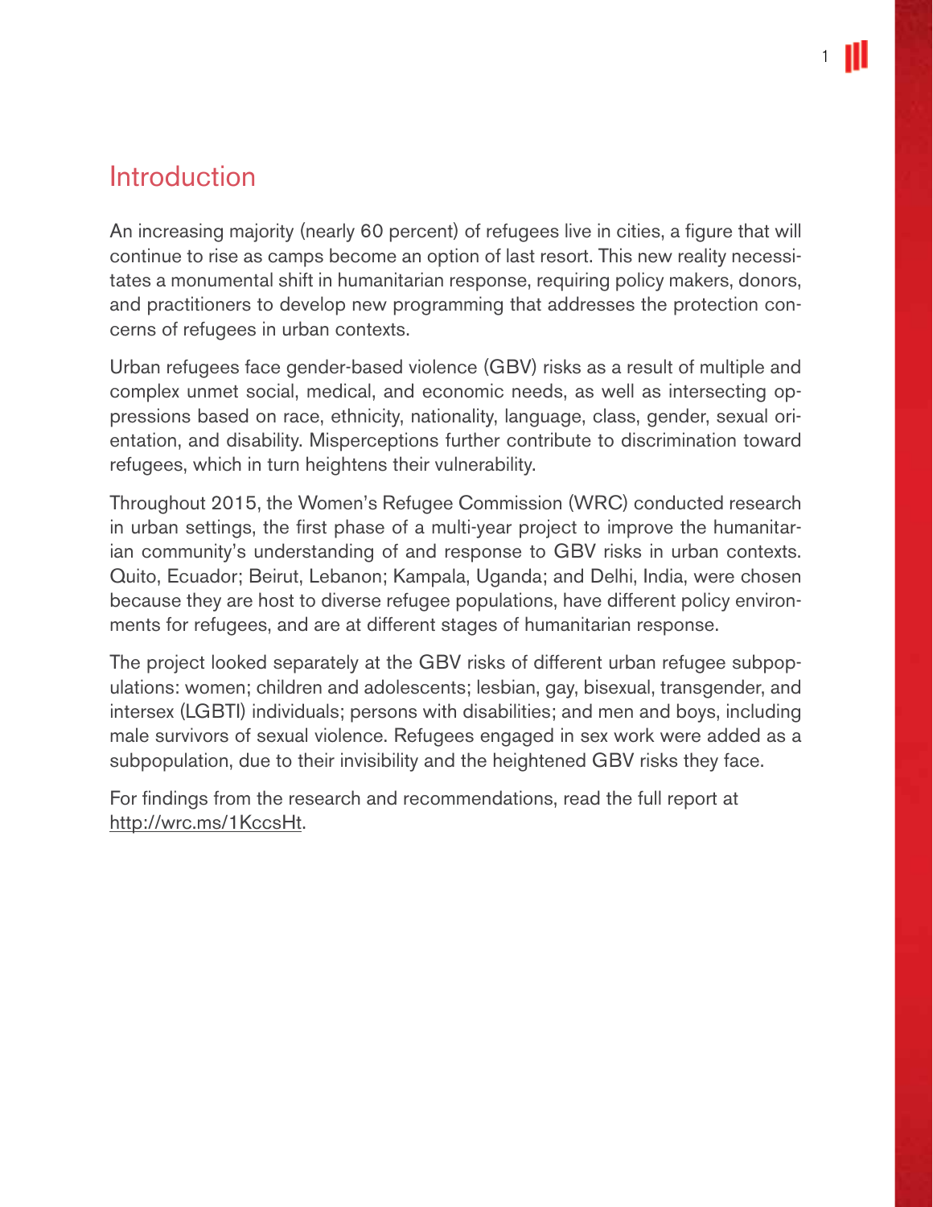## Introduction

An increasing majority (nearly 60 percent) of refugees live in cities, a figure that will continue to rise as camps become an option of last resort. This new reality necessitates a monumental shift in humanitarian response, requiring policy makers, donors, and practitioners to develop new programming that addresses the protection concerns of refugees in urban contexts.

Urban refugees face gender-based violence (GBV) risks as a result of multiple and complex unmet social, medical, and economic needs, as well as intersecting oppressions based on race, ethnicity, nationality, language, class, gender, sexual orientation, and disability. Misperceptions further contribute to discrimination toward refugees, which in turn heightens their vulnerability.

Throughout 2015, the Women's Refugee Commission (WRC) conducted research in urban settings, the first phase of a multi-year project to improve the humanitarian community's understanding of and response to GBV risks in urban contexts. Quito, Ecuador; Beirut, Lebanon; Kampala, Uganda; and Delhi, India, were chosen because they are host to diverse refugee populations, have different policy environments for refugees, and are at different stages of humanitarian response.

The project looked separately at the GBV risks of different urban refugee subpopulations: women; children and adolescents; lesbian, gay, bisexual, transgender, and intersex (LGBTI) individuals; persons with disabilities; and men and boys, including male survivors of sexual violence. Refugees engaged in sex work were added as a subpopulation, due to their invisibility and the heightened GBV risks they face.

For findings from the research and recommendations, read the full report at http://wrc.ms/1KccsHt.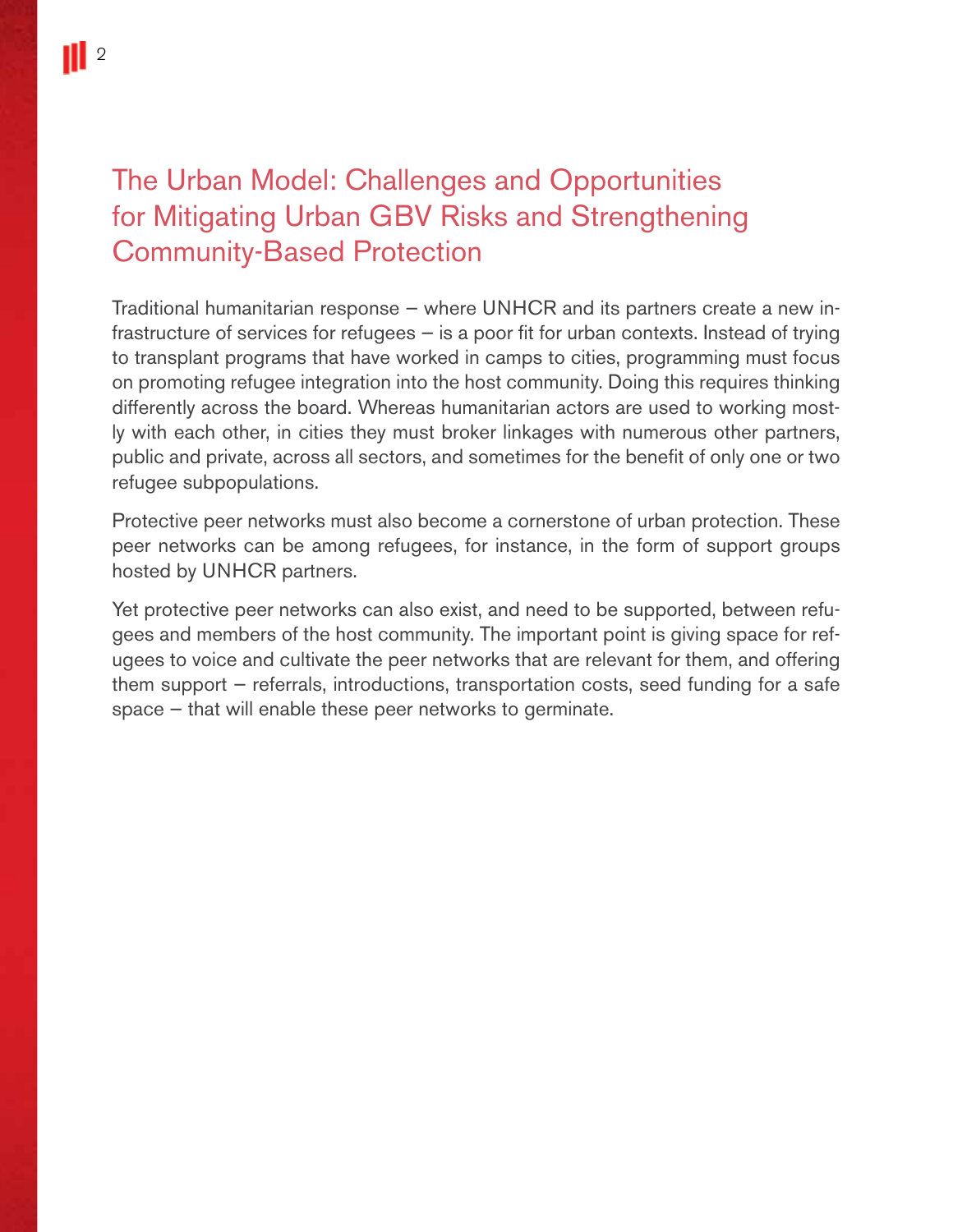## The Urban Model: Challenges and Opportunities for Mitigating Urban GBV Risks and Strengthening Community-Based Protection

Traditional humanitarian response – where UNHCR and its partners create a new infrastructure of services for refugees – is a poor fit for urban contexts. Instead of trying to transplant programs that have worked in camps to cities, programming must focus on promoting refugee integration into the host community. Doing this requires thinking differently across the board. Whereas humanitarian actors are used to working mostly with each other, in cities they must broker linkages with numerous other partners, public and private, across all sectors, and sometimes for the benefit of only one or two refugee subpopulations.

Protective peer networks must also become a cornerstone of urban protection. These peer networks can be among refugees, for instance, in the form of support groups hosted by UNHCR partners.

Yet protective peer networks can also exist, and need to be supported, between refugees and members of the host community. The important point is giving space for refugees to voice and cultivate the peer networks that are relevant for them, and offering them support – referrals, introductions, transportation costs, seed funding for a safe space – that will enable these peer networks to germinate.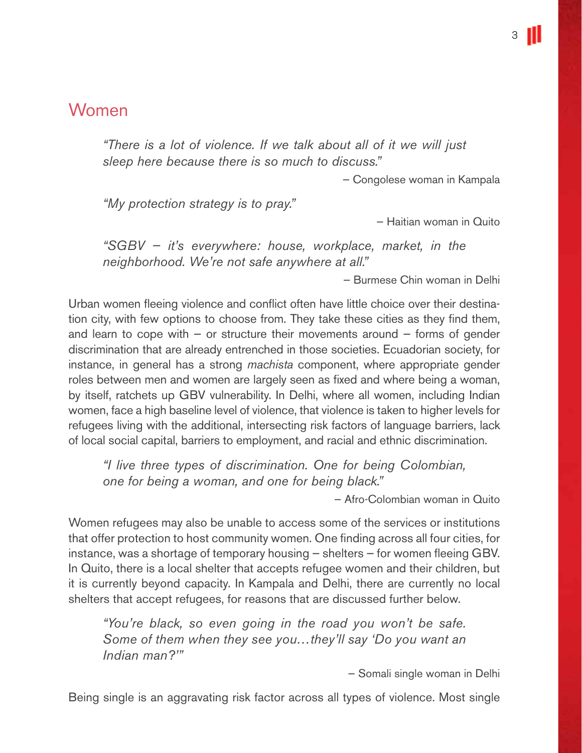## Women

> *"There is a lot of violence. If we talk about all of it we will just sleep here because there is so much to discuss."*
>
> – Congolese woman in Kampala

> *"My protection strategy is to pray."*
>
> – Haitian woman in Quito

> *"SGBV – it's everywhere: house, workplace, market, in the neighborhood. We're not safe anywhere at all."*
>
> – Burmese Chin woman in Delhi

Urban women fleeing violence and conflict often have little choice over their destination city, with few options to choose from. They take these cities as they find them, and learn to cope with – or structure their movements around – forms of gender discrimination that are already entrenched in those societies. Ecuadorian society, for instance, in general has a strong *machista* component, where appropriate gender roles between men and women are largely seen as fixed and where being a woman, by itself, ratchets up GBV vulnerability. In Delhi, where all women, including Indian women, face a high baseline level of violence, that violence is taken to higher levels for refugees living with the additional, intersecting risk factors of language barriers, lack of local social capital, barriers to employment, and racial and ethnic discrimination.

> *"I live three types of discrimination. One for being Colombian, one for being a woman, and one for being black."*
>
> – Afro-Colombian woman in Quito

Women refugees may also be unable to access some of the services or institutions that offer protection to host community women. One finding across all four cities, for instance, was a shortage of temporary housing – shelters – for women fleeing GBV. In Quito, there is a local shelter that accepts refugee women and their children, but it is currently beyond capacity. In Kampala and Delhi, there are currently no local shelters that accept refugees, for reasons that are discussed further below.

> *"You're black, so even going in the road you won't be safe. Some of them when they see you…they'll say 'Do you want an Indian man?'"*
>
> – Somali single woman in Delhi

Being single is an aggravating risk factor across all types of violence. Most single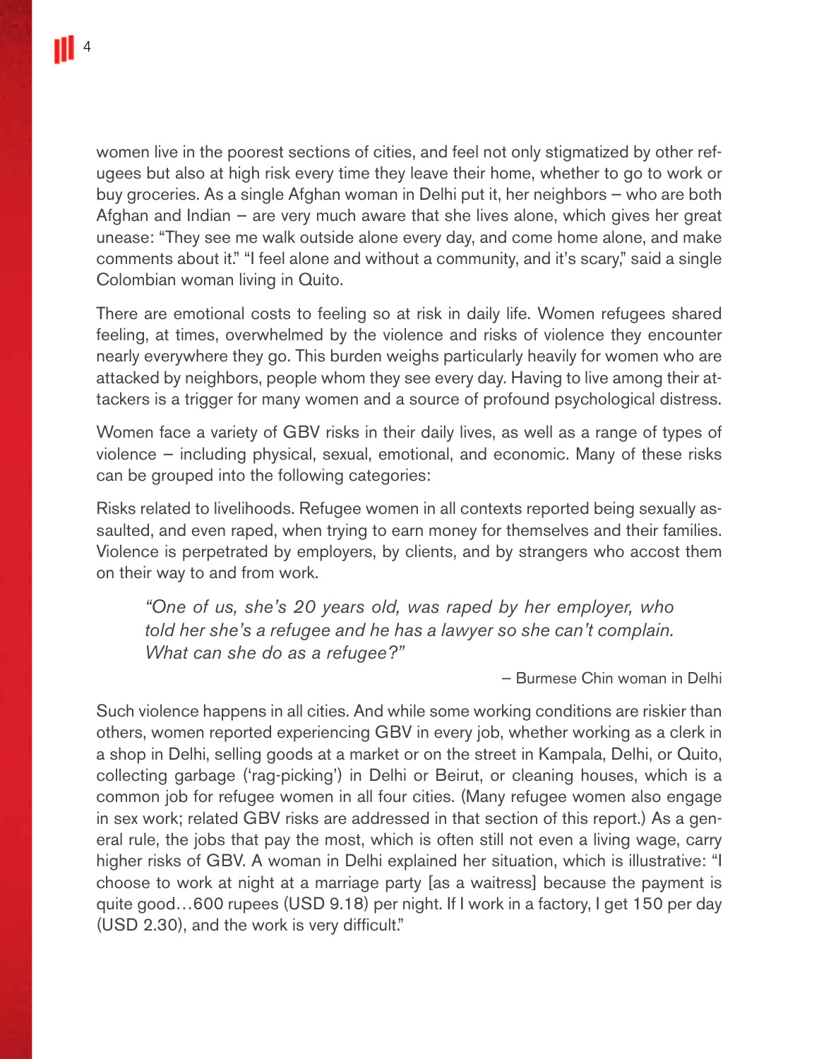women live in the poorest sections of cities, and feel not only stigmatized by other refugees but also at high risk every time they leave their home, whether to go to work or buy groceries. As a single Afghan woman in Delhi put it, her neighbors – who are both Afghan and Indian – are very much aware that she lives alone, which gives her great unease: "They see me walk outside alone every day, and come home alone, and make comments about it." "I feel alone and without a community, and it's scary," said a single Colombian woman living in Quito.

There are emotional costs to feeling so at risk in daily life. Women refugees shared feeling, at times, overwhelmed by the violence and risks of violence they encounter nearly everywhere they go. This burden weighs particularly heavily for women who are attacked by neighbors, people whom they see every day. Having to live among their attackers is a trigger for many women and a source of profound psychological distress.

Women face a variety of GBV risks in their daily lives, as well as a range of types of violence – including physical, sexual, emotional, and economic. Many of these risks can be grouped into the following categories:

Risks related to livelihoods. Refugee women in all contexts reported being sexually assaulted, and even raped, when trying to earn money for themselves and their families. Violence is perpetrated by employers, by clients, and by strangers who accost them on their way to and from work.

> *"One of us, she's 20 years old, was raped by her employer, who told her she's a refugee and he has a lawyer so she can't complain. What can she do as a refugee?"*
>
> – Burmese Chin woman in Delhi

Such violence happens in all cities. And while some working conditions are riskier than others, women reported experiencing GBV in every job, whether working as a clerk in a shop in Delhi, selling goods at a market or on the street in Kampala, Delhi, or Quito, collecting garbage ('rag-picking') in Delhi or Beirut, or cleaning houses, which is a common job for refugee women in all four cities. (Many refugee women also engage in sex work; related GBV risks are addressed in that section of this report.) As a general rule, the jobs that pay the most, which is often still not even a living wage, carry higher risks of GBV. A woman in Delhi explained her situation, which is illustrative: "I choose to work at night at a marriage party [as a waitress] because the payment is quite good…600 rupees (USD 9.18) per night. If I work in a factory, I get 150 per day (USD 2.30), and the work is very difficult."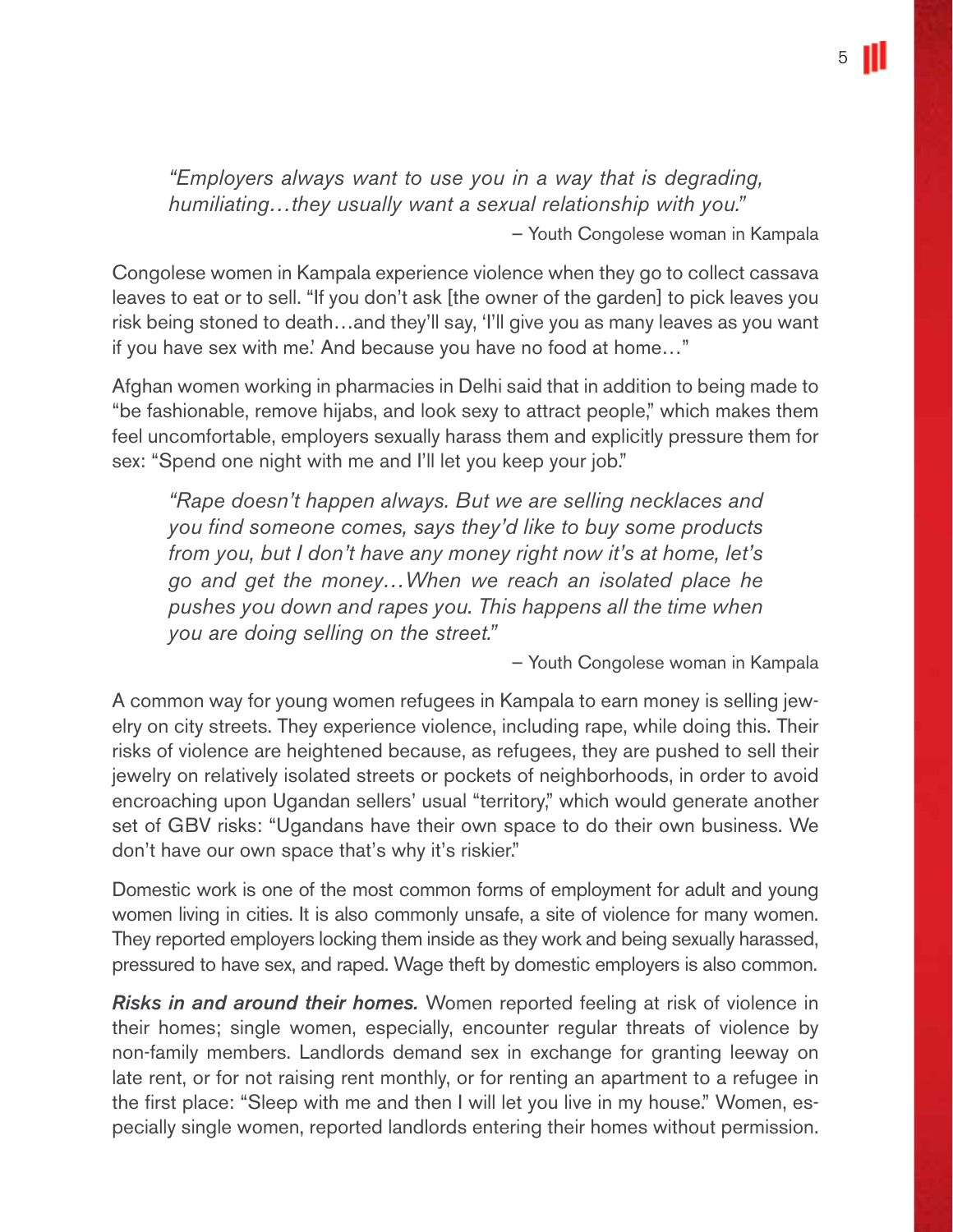*"Employers always want to use you in a way that is degrading, humiliating…they usually want a sexual relationship with you."*

– Youth Congolese woman in Kampala

Congolese women in Kampala experience violence when they go to collect cassava leaves to eat or to sell. "If you don't ask [the owner of the garden] to pick leaves you risk being stoned to death…and they'll say, 'I'll give you as many leaves as you want if you have sex with me.' And because you have no food at home…"

Afghan women working in pharmacies in Delhi said that in addition to being made to "be fashionable, remove hijabs, and look sexy to attract people," which makes them feel uncomfortable, employers sexually harass them and explicitly pressure them for sex: "Spend one night with me and I'll let you keep your job."

*"Rape doesn't happen always. But we are selling necklaces and you find someone comes, says they'd like to buy some products from you, but I don't have any money right now it's at home, let's go and get the money…When we reach an isolated place he pushes you down and rapes you. This happens all the time when you are doing selling on the street."*

– Youth Congolese woman in Kampala

A common way for young women refugees in Kampala to earn money is selling jewelry on city streets. They experience violence, including rape, while doing this. Their risks of violence are heightened because, as refugees, they are pushed to sell their jewelry on relatively isolated streets or pockets of neighborhoods, in order to avoid encroaching upon Ugandan sellers' usual "territory," which would generate another set of GBV risks: "Ugandans have their own space to do their own business. We don't have our own space that's why it's riskier."

Domestic work is one of the most common forms of employment for adult and young women living in cities. It is also commonly unsafe, a site of violence for many women. They reported employers locking them inside as they work and being sexually harassed, pressured to have sex, and raped. Wage theft by domestic employers is also common.

***Risks in and around their homes.*** Women reported feeling at risk of violence in their homes; single women, especially, encounter regular threats of violence by non-family members. Landlords demand sex in exchange for granting leeway on late rent, or for not raising rent monthly, or for renting an apartment to a refugee in the first place: "Sleep with me and then I will let you live in my house." Women, especially single women, reported landlords entering their homes without permission.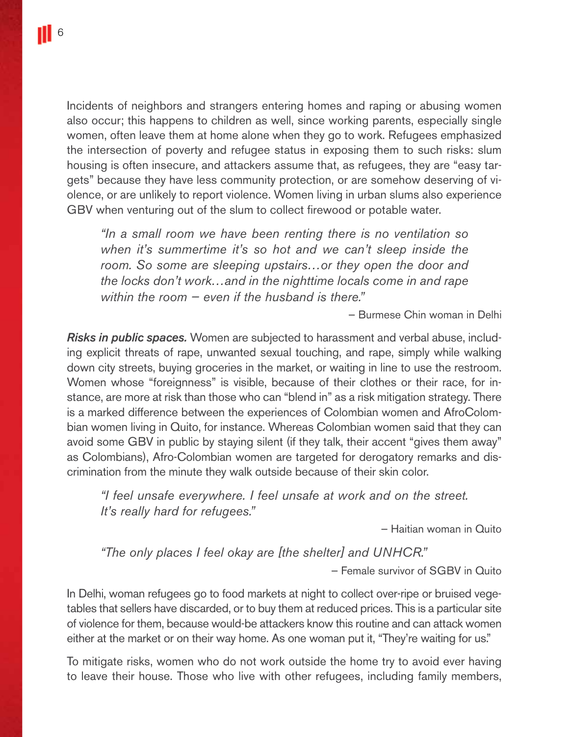Incidents of neighbors and strangers entering homes and raping or abusing women also occur; this happens to children as well, since working parents, especially single women, often leave them at home alone when they go to work. Refugees emphasized the intersection of poverty and refugee status in exposing them to such risks: slum housing is often insecure, and attackers assume that, as refugees, they are "easy targets" because they have less community protection, or are somehow deserving of violence, or are unlikely to report violence. Women living in urban slums also experience GBV when venturing out of the slum to collect firewood or potable water.

> *"In a small room we have been renting there is no ventilation so when it's summertime it's so hot and we can't sleep inside the room. So some are sleeping upstairs…or they open the door and the locks don't work…and in the nighttime locals come in and rape within the room – even if the husband is there."*
>
> – Burmese Chin woman in Delhi

***Risks in public spaces.*** Women are subjected to harassment and verbal abuse, including explicit threats of rape, unwanted sexual touching, and rape, simply while walking down city streets, buying groceries in the market, or waiting in line to use the restroom. Women whose "foreignness" is visible, because of their clothes or their race, for instance, are more at risk than those who can "blend in" as a risk mitigation strategy. There is a marked difference between the experiences of Colombian women and AfroColombian women living in Quito, for instance. Whereas Colombian women said that they can avoid some GBV in public by staying silent (if they talk, their accent "gives them away" as Colombians), Afro-Colombian women are targeted for derogatory remarks and discrimination from the minute they walk outside because of their skin color.

> *"I feel unsafe everywhere. I feel unsafe at work and on the street. It's really hard for refugees."*
>
> – Haitian woman in Quito

> *"The only places I feel okay are [the shelter] and UNHCR."*
>
> – Female survivor of SGBV in Quito

In Delhi, woman refugees go to food markets at night to collect over-ripe or bruised vegetables that sellers have discarded, or to buy them at reduced prices. This is a particular site of violence for them, because would-be attackers know this routine and can attack women either at the market or on their way home. As one woman put it, "They're waiting for us."

To mitigate risks, women who do not work outside the home try to avoid ever having to leave their house. Those who live with other refugees, including family members,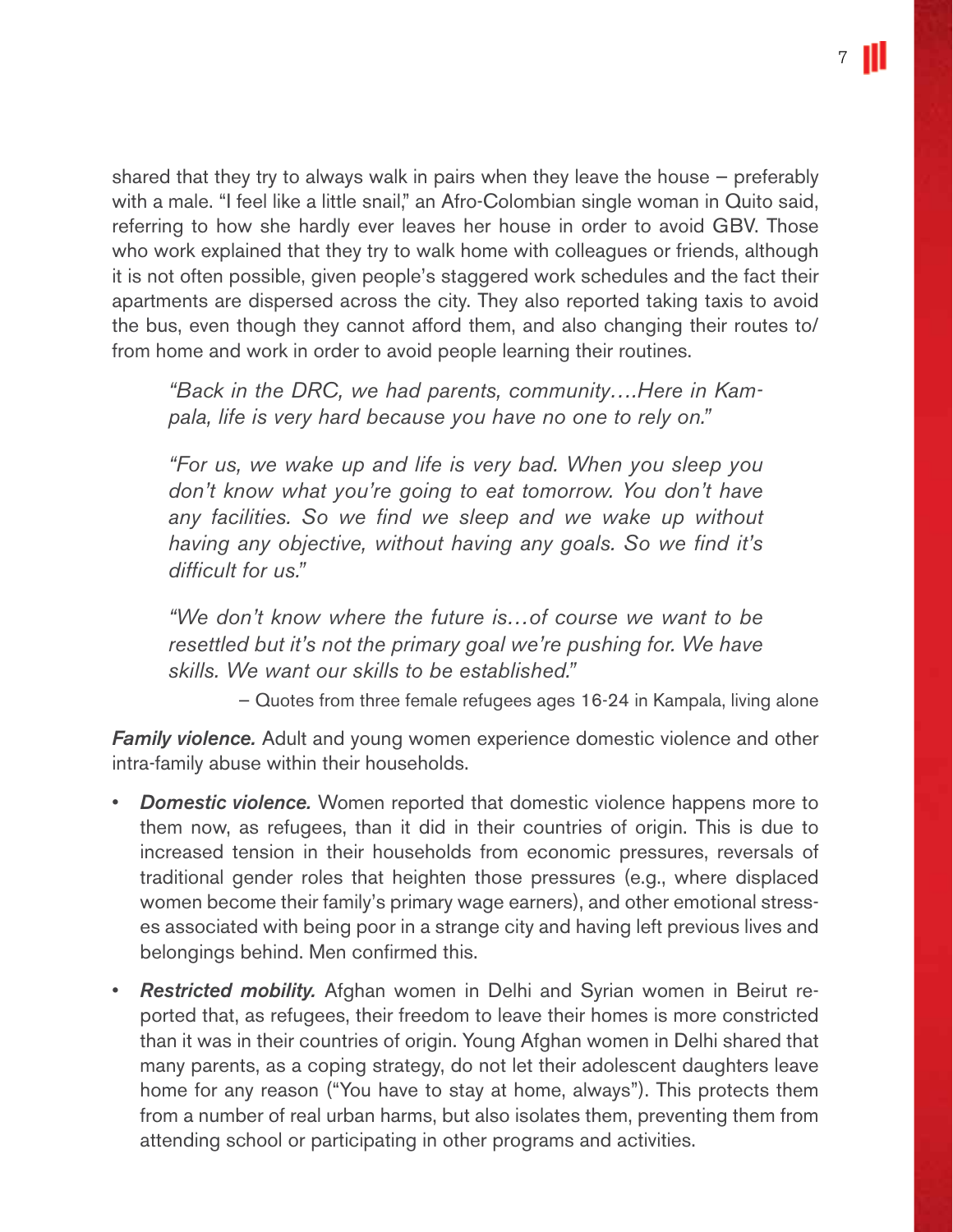shared that they try to always walk in pairs when they leave the house – preferably with a male. "I feel like a little snail," an Afro-Colombian single woman in Quito said, referring to how she hardly ever leaves her house in order to avoid GBV. Those who work explained that they try to walk home with colleagues or friends, although it is not often possible, given people's staggered work schedules and the fact their apartments are dispersed across the city. They also reported taking taxis to avoid the bus, even though they cannot afford them, and also changing their routes to/from home and work in order to avoid people learning their routines.

> *"Back in the DRC, we had parents, community….Here in Kampala, life is very hard because you have no one to rely on."*
>
> *"For us, we wake up and life is very bad. When you sleep you don't know what you're going to eat tomorrow. You don't have any facilities. So we find we sleep and we wake up without having any objective, without having any goals. So we find it's difficult for us."*
>
> *"We don't know where the future is…of course we want to be resettled but it's not the primary goal we're pushing for. We have skills. We want our skills to be established."*
>
> – Quotes from three female refugees ages 16-24 in Kampala, living alone

***Family violence.*** Adult and young women experience domestic violence and other intra-family abuse within their households.

- ***Domestic violence.*** Women reported that domestic violence happens more to them now, as refugees, than it did in their countries of origin. This is due to increased tension in their households from economic pressures, reversals of traditional gender roles that heighten those pressures (e.g., where displaced women become their family's primary wage earners), and other emotional stresses associated with being poor in a strange city and having left previous lives and belongings behind. Men confirmed this.
- ***Restricted mobility.*** Afghan women in Delhi and Syrian women in Beirut reported that, as refugees, their freedom to leave their homes is more constricted than it was in their countries of origin. Young Afghan women in Delhi shared that many parents, as a coping strategy, do not let their adolescent daughters leave home for any reason ("You have to stay at home, always"). This protects them from a number of real urban harms, but also isolates them, preventing them from attending school or participating in other programs and activities.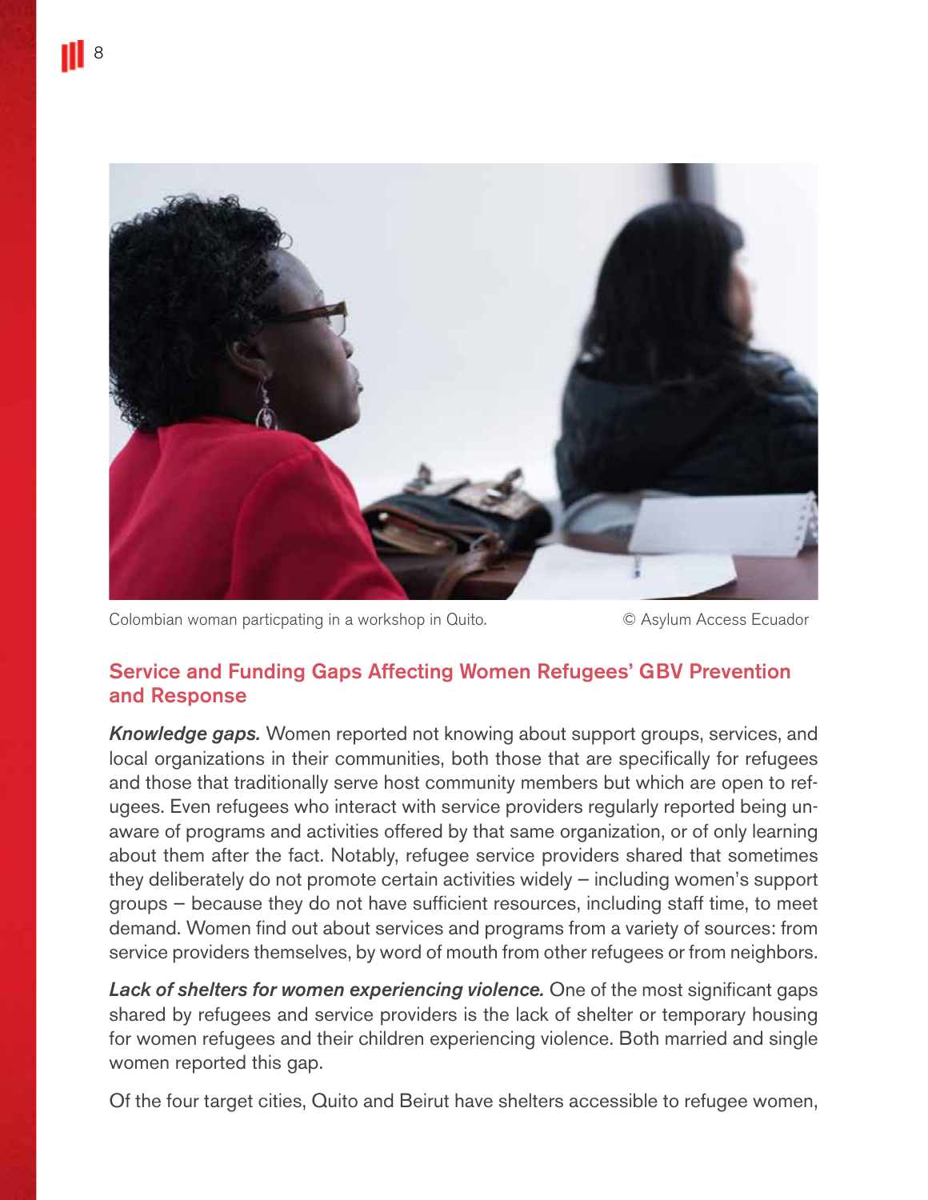Colombian woman particpating in a workshop in Quito. © Asylum Access Ecuador

## Service and Funding Gaps Affecting Women Refugees' GBV Prevention and Response

***Knowledge gaps.*** Women reported not knowing about support groups, services, and local organizations in their communities, both those that are specifically for refugees and those that traditionally serve host community members but which are open to refugees. Even refugees who interact with service providers regularly reported being unaware of programs and activities offered by that same organization, or of only learning about them after the fact. Notably, refugee service providers shared that sometimes they deliberately do not promote certain activities widely – including women's support groups – because they do not have sufficient resources, including staff time, to meet demand. Women find out about services and programs from a variety of sources: from service providers themselves, by word of mouth from other refugees or from neighbors.

***Lack of shelters for women experiencing violence.*** One of the most significant gaps shared by refugees and service providers is the lack of shelter or temporary housing for women refugees and their children experiencing violence. Both married and single women reported this gap.

Of the four target cities, Quito and Beirut have shelters accessible to refugee women,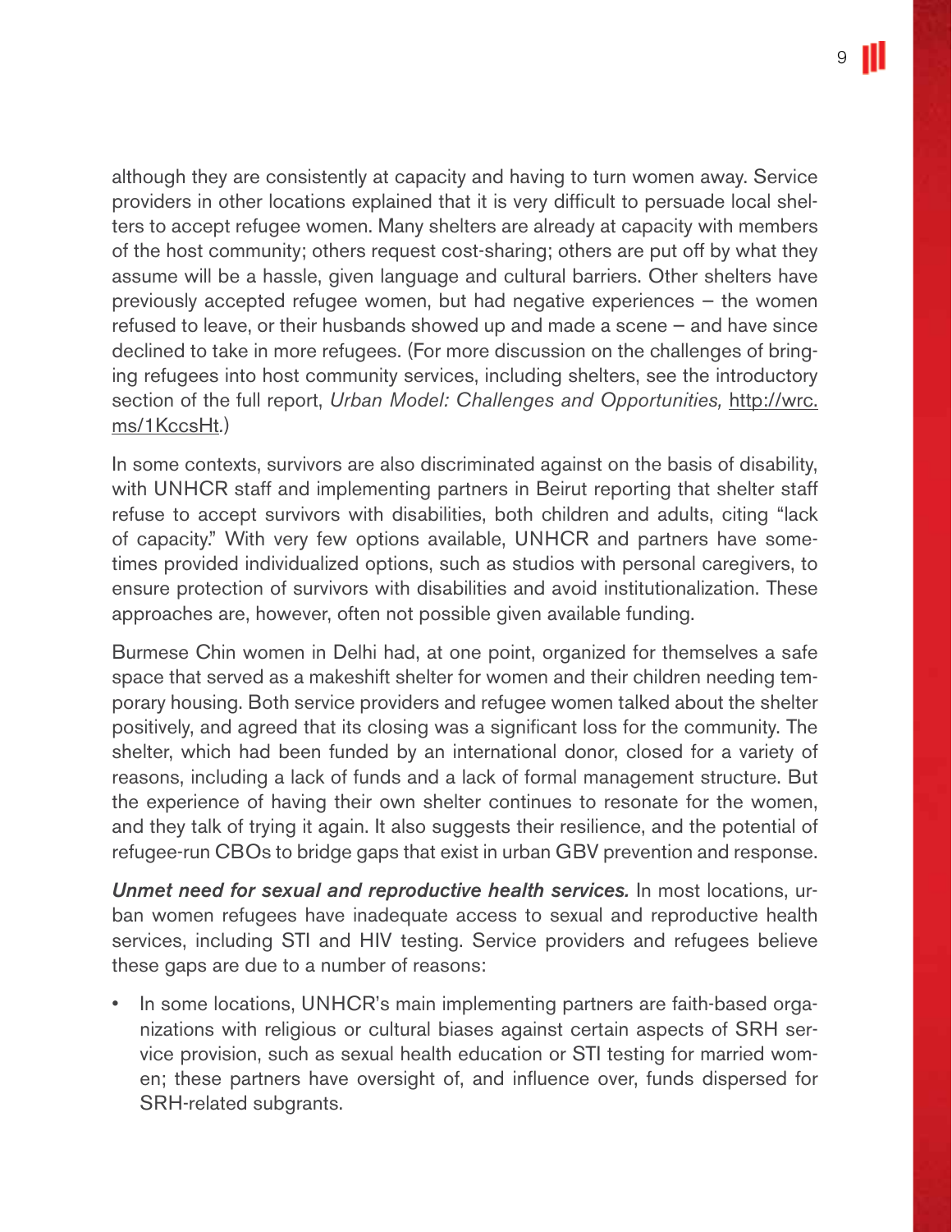although they are consistently at capacity and having to turn women away. Service providers in other locations explained that it is very difficult to persuade local shelters to accept refugee women. Many shelters are already at capacity with members of the host community; others request cost-sharing; others are put off by what they assume will be a hassle, given language and cultural barriers. Other shelters have previously accepted refugee women, but had negative experiences – the women refused to leave, or their husbands showed up and made a scene – and have since declined to take in more refugees. (For more discussion on the challenges of bringing refugees into host community services, including shelters, see the introductory section of the full report, *Urban Model: Challenges and Opportunities,* http://wrc.ms/1KccsHt.)

In some contexts, survivors are also discriminated against on the basis of disability, with UNHCR staff and implementing partners in Beirut reporting that shelter staff refuse to accept survivors with disabilities, both children and adults, citing "lack of capacity." With very few options available, UNHCR and partners have sometimes provided individualized options, such as studios with personal caregivers, to ensure protection of survivors with disabilities and avoid institutionalization. These approaches are, however, often not possible given available funding.

Burmese Chin women in Delhi had, at one point, organized for themselves a safe space that served as a makeshift shelter for women and their children needing temporary housing. Both service providers and refugee women talked about the shelter positively, and agreed that its closing was a significant loss for the community. The shelter, which had been funded by an international donor, closed for a variety of reasons, including a lack of funds and a lack of formal management structure. But the experience of having their own shelter continues to resonate for the women, and they talk of trying it again. It also suggests their resilience, and the potential of refugee-run CBOs to bridge gaps that exist in urban GBV prevention and response.

***Unmet need for sexual and reproductive health services.*** In most locations, urban women refugees have inadequate access to sexual and reproductive health services, including STI and HIV testing. Service providers and refugees believe these gaps are due to a number of reasons:

- In some locations, UNHCR's main implementing partners are faith-based organizations with religious or cultural biases against certain aspects of SRH service provision, such as sexual health education or STI testing for married women; these partners have oversight of, and influence over, funds dispersed for SRH-related subgrants.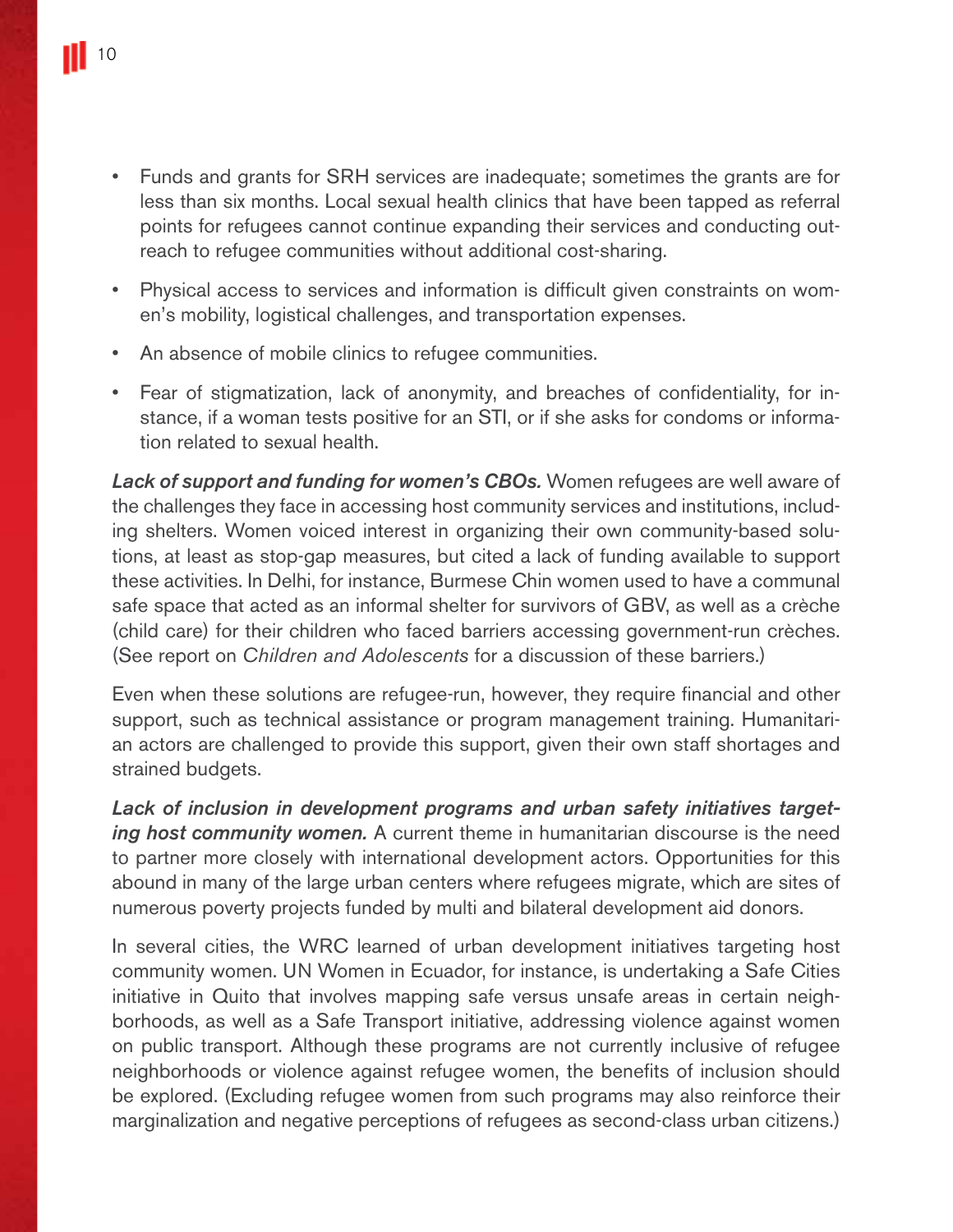- Funds and grants for SRH services are inadequate; sometimes the grants are for less than six months. Local sexual health clinics that have been tapped as referral points for refugees cannot continue expanding their services and conducting outreach to refugee communities without additional cost-sharing.
- Physical access to services and information is difficult given constraints on women's mobility, logistical challenges, and transportation expenses.
- An absence of mobile clinics to refugee communities.
- Fear of stigmatization, lack of anonymity, and breaches of confidentiality, for instance, if a woman tests positive for an STI, or if she asks for condoms or information related to sexual health.

***Lack of support and funding for women's CBOs.*** Women refugees are well aware of the challenges they face in accessing host community services and institutions, including shelters. Women voiced interest in organizing their own community-based solutions, at least as stop-gap measures, but cited a lack of funding available to support these activities. In Delhi, for instance, Burmese Chin women used to have a communal safe space that acted as an informal shelter for survivors of GBV, as well as a crèche (child care) for their children who faced barriers accessing government-run crèches. (See report on *Children and Adolescents* for a discussion of these barriers.)

Even when these solutions are refugee-run, however, they require financial and other support, such as technical assistance or program management training. Humanitarian actors are challenged to provide this support, given their own staff shortages and strained budgets.

***Lack of inclusion in development programs and urban safety initiatives targeting host community women.*** A current theme in humanitarian discourse is the need to partner more closely with international development actors. Opportunities for this abound in many of the large urban centers where refugees migrate, which are sites of numerous poverty projects funded by multi and bilateral development aid donors.

In several cities, the WRC learned of urban development initiatives targeting host community women. UN Women in Ecuador, for instance, is undertaking a Safe Cities initiative in Quito that involves mapping safe versus unsafe areas in certain neighborhoods, as well as a Safe Transport initiative, addressing violence against women on public transport. Although these programs are not currently inclusive of refugee neighborhoods or violence against refugee women, the benefits of inclusion should be explored. (Excluding refugee women from such programs may also reinforce their marginalization and negative perceptions of refugees as second-class urban citizens.)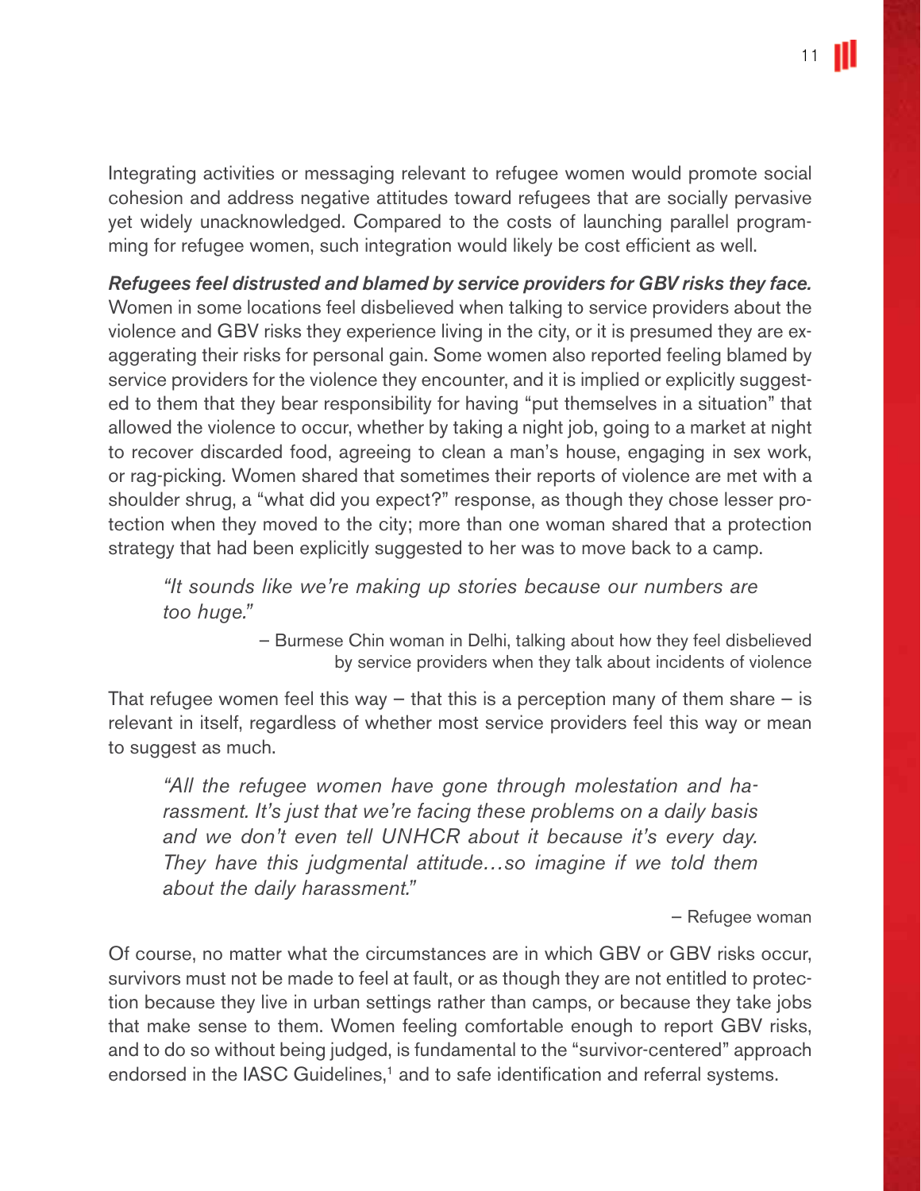Integrating activities or messaging relevant to refugee women would promote social cohesion and address negative attitudes toward refugees that are socially pervasive yet widely unacknowledged. Compared to the costs of launching parallel programming for refugee women, such integration would likely be cost efficient as well.

***Refugees feel distrusted and blamed by service providers for GBV risks they face.*** Women in some locations feel disbelieved when talking to service providers about the violence and GBV risks they experience living in the city, or it is presumed they are exaggerating their risks for personal gain. Some women also reported feeling blamed by service providers for the violence they encounter, and it is implied or explicitly suggested to them that they bear responsibility for having "put themselves in a situation" that allowed the violence to occur, whether by taking a night job, going to a market at night to recover discarded food, agreeing to clean a man's house, engaging in sex work, or rag-picking. Women shared that sometimes their reports of violence are met with a shoulder shrug, a "what did you expect?" response, as though they chose lesser protection when they moved to the city; more than one woman shared that a protection strategy that had been explicitly suggested to her was to move back to a camp.

> *"It sounds like we're making up stories because our numbers are too huge."*
>
> – Burmese Chin woman in Delhi, talking about how they feel disbelieved by service providers when they talk about incidents of violence

That refugee women feel this way – that this is a perception many of them share – is relevant in itself, regardless of whether most service providers feel this way or mean to suggest as much.

> *"All the refugee women have gone through molestation and harassment. It's just that we're facing these problems on a daily basis and we don't even tell UNHCR about it because it's every day. They have this judgmental attitude…so imagine if we told them about the daily harassment."*
>
> – Refugee woman

Of course, no matter what the circumstances are in which GBV or GBV risks occur, survivors must not be made to feel at fault, or as though they are not entitled to protection because they live in urban settings rather than camps, or because they take jobs that make sense to them. Women feeling comfortable enough to report GBV risks, and to do so without being judged, is fundamental to the "survivor-centered" approach endorsed in the IASC Guidelines,[1] and to safe identification and referral systems.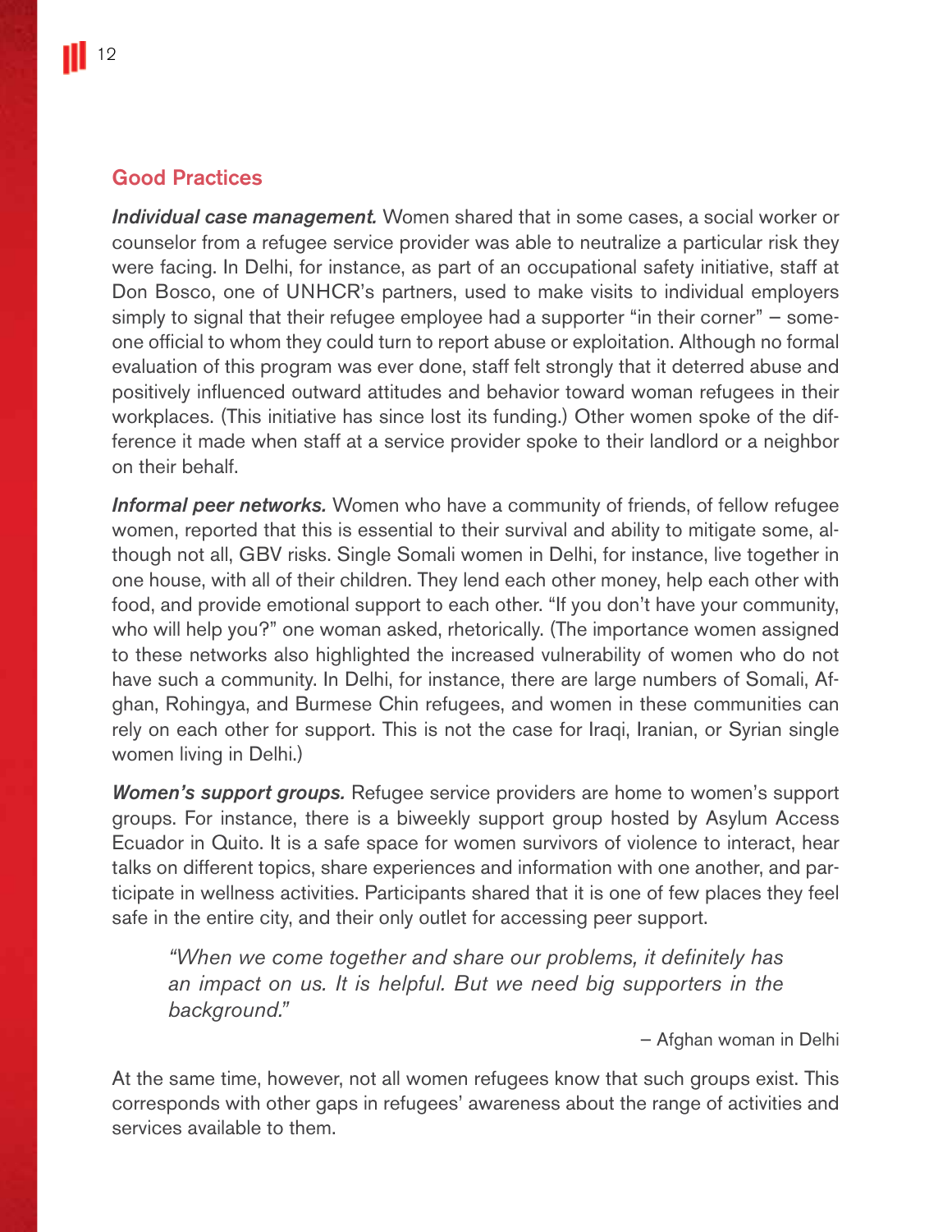## Good Practices

***Individual case management.*** Women shared that in some cases, a social worker or counselor from a refugee service provider was able to neutralize a particular risk they were facing. In Delhi, for instance, as part of an occupational safety initiative, staff at Don Bosco, one of UNHCR's partners, used to make visits to individual employers simply to signal that their refugee employee had a supporter "in their corner" – someone official to whom they could turn to report abuse or exploitation. Although no formal evaluation of this program was ever done, staff felt strongly that it deterred abuse and positively influenced outward attitudes and behavior toward woman refugees in their workplaces. (This initiative has since lost its funding.) Other women spoke of the difference it made when staff at a service provider spoke to their landlord or a neighbor on their behalf.

***Informal peer networks.*** Women who have a community of friends, of fellow refugee women, reported that this is essential to their survival and ability to mitigate some, although not all, GBV risks. Single Somali women in Delhi, for instance, live together in one house, with all of their children. They lend each other money, help each other with food, and provide emotional support to each other. "If you don't have your community, who will help you?" one woman asked, rhetorically. (The importance women assigned to these networks also highlighted the increased vulnerability of women who do not have such a community. In Delhi, for instance, there are large numbers of Somali, Afghan, Rohingya, and Burmese Chin refugees, and women in these communities can rely on each other for support. This is not the case for Iraqi, Iranian, or Syrian single women living in Delhi.)

***Women's support groups.*** Refugee service providers are home to women's support groups. For instance, there is a biweekly support group hosted by Asylum Access Ecuador in Quito. It is a safe space for women survivors of violence to interact, hear talks on different topics, share experiences and information with one another, and participate in wellness activities. Participants shared that it is one of few places they feel safe in the entire city, and their only outlet for accessing peer support.

> *"When we come together and share our problems, it definitely has an impact on us. It is helpful. But we need big supporters in the background."*
>
> – Afghan woman in Delhi

At the same time, however, not all women refugees know that such groups exist. This corresponds with other gaps in refugees' awareness about the range of activities and services available to them.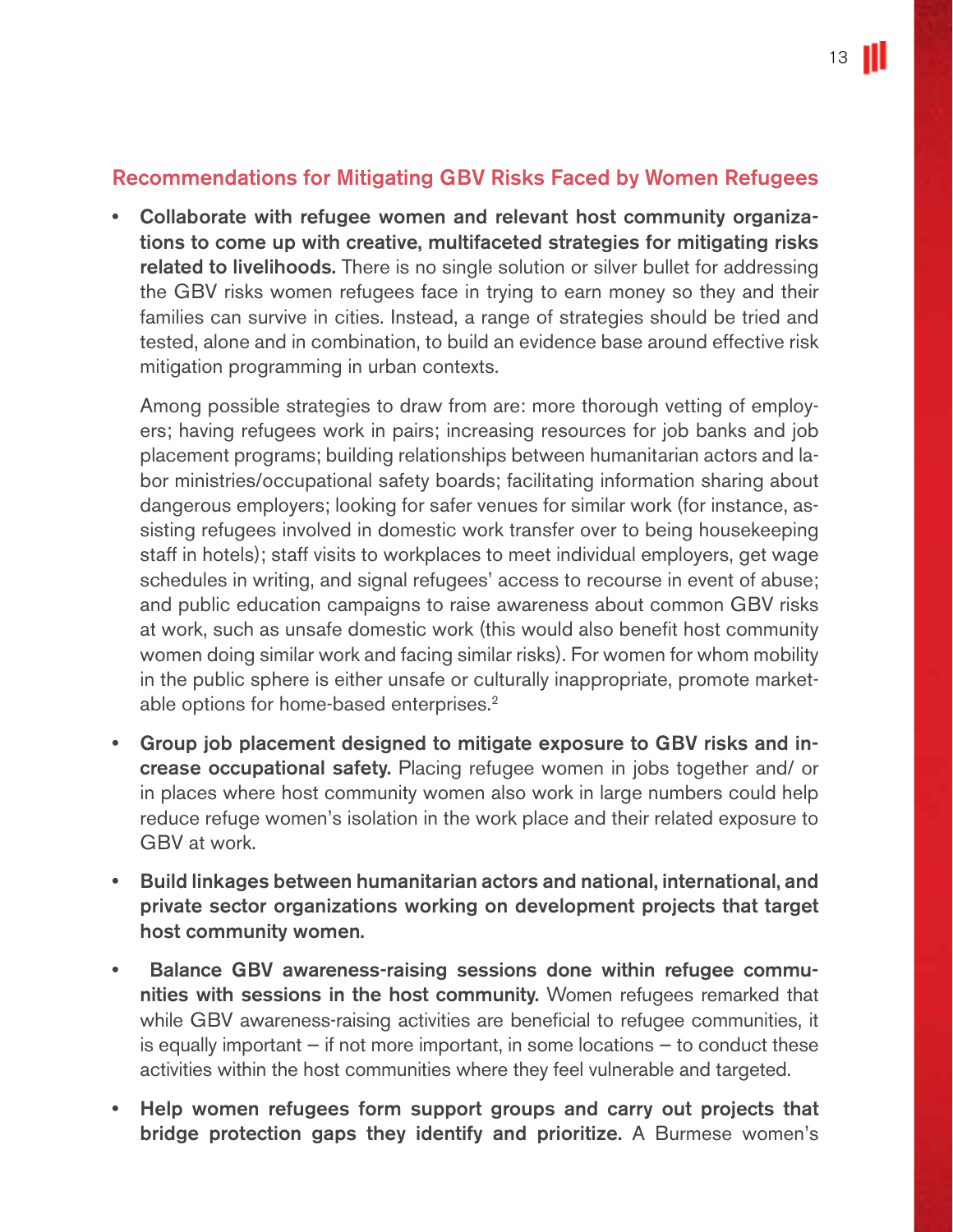## Recommendations for Mitigating GBV Risks Faced by Women Refugees

- **Collaborate with refugee women and relevant host community organizations to come up with creative, multifaceted strategies for mitigating risks related to livelihoods.** There is no single solution or silver bullet for addressing the GBV risks women refugees face in trying to earn money so they and their families can survive in cities. Instead, a range of strategies should be tried and tested, alone and in combination, to build an evidence base around effective risk mitigation programming in urban contexts.

  Among possible strategies to draw from are: more thorough vetting of employers; having refugees work in pairs; increasing resources for job banks and job placement programs; building relationships between humanitarian actors and labor ministries/occupational safety boards; facilitating information sharing about dangerous employers; looking for safer venues for similar work (for instance, assisting refugees involved in domestic work transfer over to being housekeeping staff in hotels); staff visits to workplaces to meet individual employers, get wage schedules in writing, and signal refugees' access to recourse in event of abuse; and public education campaigns to raise awareness about common GBV risks at work, such as unsafe domestic work (this would also benefit host community women doing similar work and facing similar risks). For women for whom mobility in the public sphere is either unsafe or culturally inappropriate, promote marketable options for home-based enterprises.[2]

- **Group job placement designed to mitigate exposure to GBV risks and increase occupational safety.** Placing refugee women in jobs together and/ or in places where host community women also work in large numbers could help reduce refuge women's isolation in the work place and their related exposure to GBV at work.

- **Build linkages between humanitarian actors and national, international, and private sector organizations working on development projects that target host community women.**

- **Balance GBV awareness-raising sessions done within refugee communities with sessions in the host community.** Women refugees remarked that while GBV awareness-raising activities are beneficial to refugee communities, it is equally important – if not more important, in some locations – to conduct these activities within the host communities where they feel vulnerable and targeted.

- **Help women refugees form support groups and carry out projects that bridge protection gaps they identify and prioritize.** A Burmese women's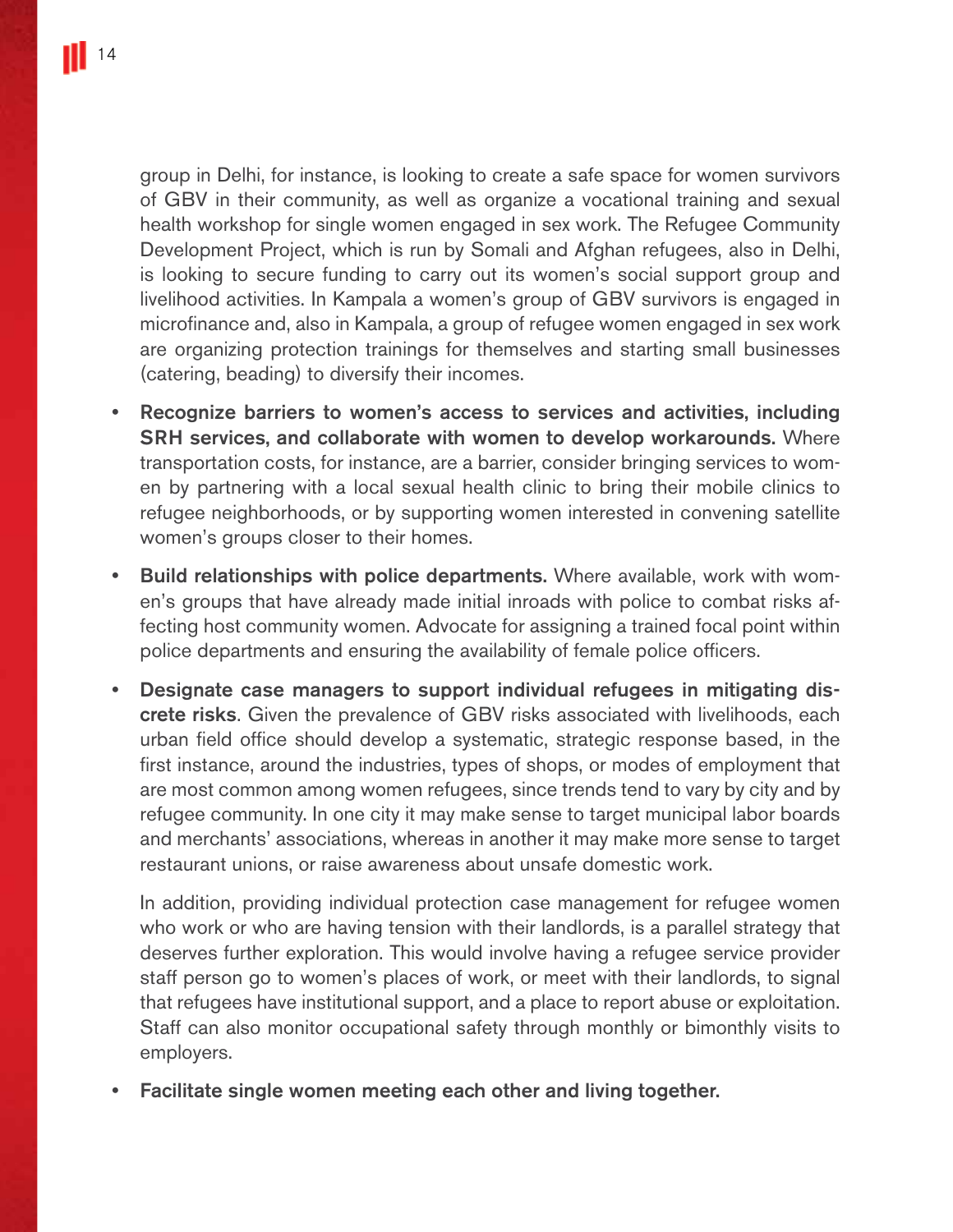group in Delhi, for instance, is looking to create a safe space for women survivors of GBV in their community, as well as organize a vocational training and sexual health workshop for single women engaged in sex work. The Refugee Community Development Project, which is run by Somali and Afghan refugees, also in Delhi, is looking to secure funding to carry out its women's social support group and livelihood activities. In Kampala a women's group of GBV survivors is engaged in microfinance and, also in Kampala, a group of refugee women engaged in sex work are organizing protection trainings for themselves and starting small businesses (catering, beading) to diversify their incomes.

- **Recognize barriers to women's access to services and activities, including SRH services, and collaborate with women to develop workarounds.** Where transportation costs, for instance, are a barrier, consider bringing services to women by partnering with a local sexual health clinic to bring their mobile clinics to refugee neighborhoods, or by supporting women interested in convening satellite women's groups closer to their homes.

- **Build relationships with police departments.** Where available, work with women's groups that have already made initial inroads with police to combat risks affecting host community women. Advocate for assigning a trained focal point within police departments and ensuring the availability of female police officers.

- **Designate case managers to support individual refugees in mitigating discrete risks**. Given the prevalence of GBV risks associated with livelihoods, each urban field office should develop a systematic, strategic response based, in the first instance, around the industries, types of shops, or modes of employment that are most common among women refugees, since trends tend to vary by city and by refugee community. In one city it may make sense to target municipal labor boards and merchants' associations, whereas in another it may make more sense to target restaurant unions, or raise awareness about unsafe domestic work.

  In addition, providing individual protection case management for refugee women who work or who are having tension with their landlords, is a parallel strategy that deserves further exploration. This would involve having a refugee service provider staff person go to women's places of work, or meet with their landlords, to signal that refugees have institutional support, and a place to report abuse or exploitation. Staff can also monitor occupational safety through monthly or bimonthly visits to employers.

- **Facilitate single women meeting each other and living together.**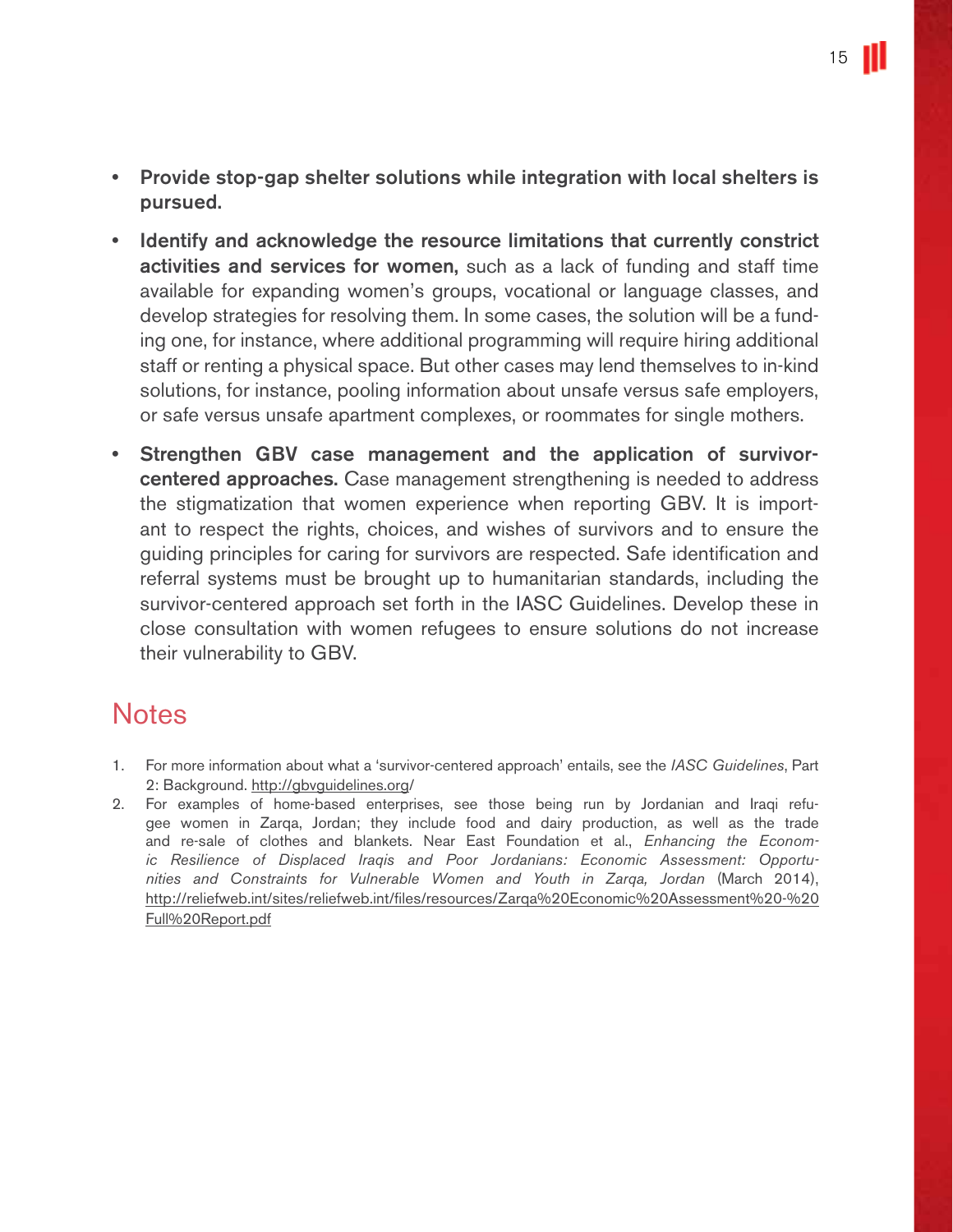- **Provide stop-gap shelter solutions while integration with local shelters is pursued.**
- **Identify and acknowledge the resource limitations that currently constrict activities and services for women,** such as a lack of funding and staff time available for expanding women's groups, vocational or language classes, and develop strategies for resolving them. In some cases, the solution will be a funding one, for instance, where additional programming will require hiring additional staff or renting a physical space. But other cases may lend themselves to in-kind solutions, for instance, pooling information about unsafe versus safe employers, or safe versus unsafe apartment complexes, or roommates for single mothers.
- **Strengthen GBV case management and the application of survivor-centered approaches.** Case management strengthening is needed to address the stigmatization that women experience when reporting GBV. It is important to respect the rights, choices, and wishes of survivors and to ensure the guiding principles for caring for survivors are respected. Safe identification and referral systems must be brought up to humanitarian standards, including the survivor-centered approach set forth in the IASC Guidelines. Develop these in close consultation with women refugees to ensure solutions do not increase their vulnerability to GBV.

## Notes

1. For more information about what a 'survivor-centered approach' entails, see the *IASC Guidelines*, Part 2: Background. http://gbvguidelines.org/
2. For examples of home-based enterprises, see those being run by Jordanian and Iraqi refugee women in Zarqa, Jordan; they include food and dairy production, as well as the trade and re-sale of clothes and blankets. Near East Foundation et al., *Enhancing the Economic Resilience of Displaced Iraqis and Poor Jordanians: Economic Assessment: Opportunities and Constraints for Vulnerable Women and Youth in Zarqa, Jordan* (March 2014), http://reliefweb.int/sites/reliefweb.int/files/resources/Zarqa%20Economic%20Assessment%20-%20Full%20Report.pdf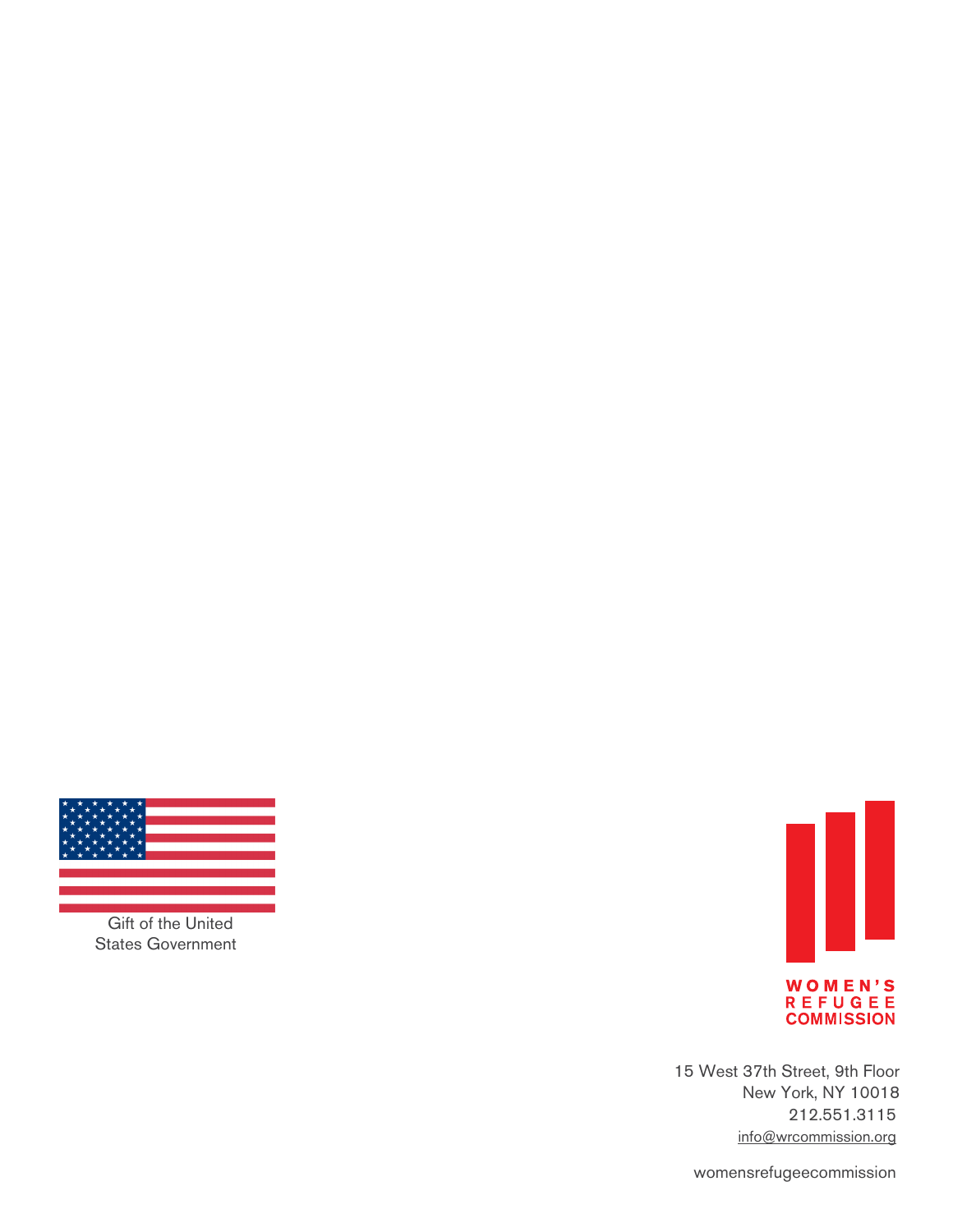Gift of the United States Government

WOMEN'S
REFUGEE
COMMISSION

15 West 37th Street, 9th Floor
New York, NY 10018
212.551.3115
info@wrcommission.org

womensrefugeecommission